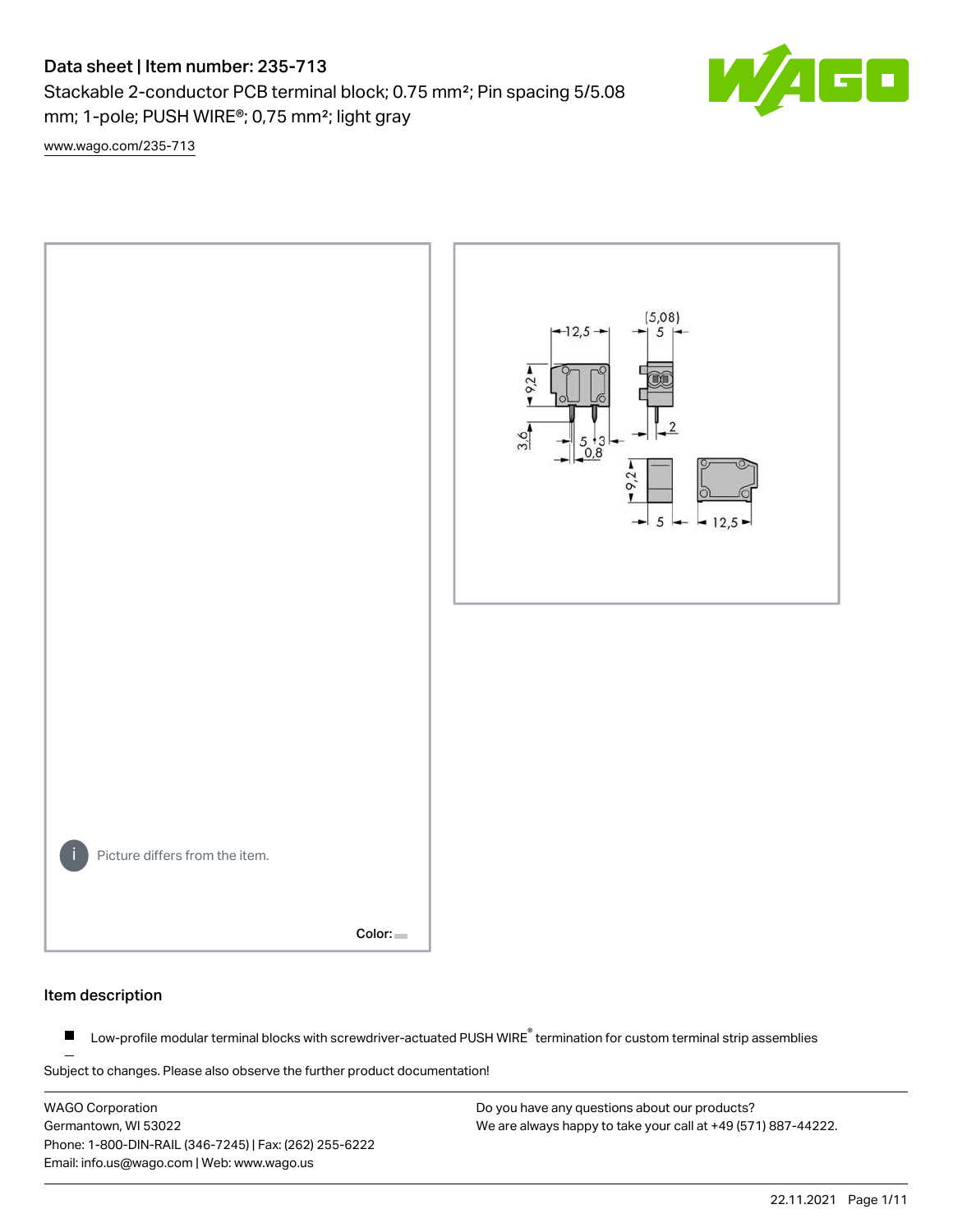# Data sheet | Item number: 235-713

Stackable 2-conductor PCB terminal block; 0.75 mm²; Pin spacing 5/5.08 mm; 1-pole; PUSH WIRE®; 0,75 mm²; light gray

www.wago.com/235-713

Picture differs from the item.

Color:

## Item description

- Low-profile modular terminal blocks with screwdriver-actuated PUSH WIRE® termination for custom terminal strip assemblies

Subject to changes. Please also observe the further product documentation!

WAGO Corporation
Germantown, WI 53022
Phone: 1-800-DIN-RAIL (346-7245) | Fax: (262) 255-6222
Email: info.us@wago.com | Web: www.wago.us

Do you have any questions about our products?
We are always happy to take your call at +49 (571) 887-44222.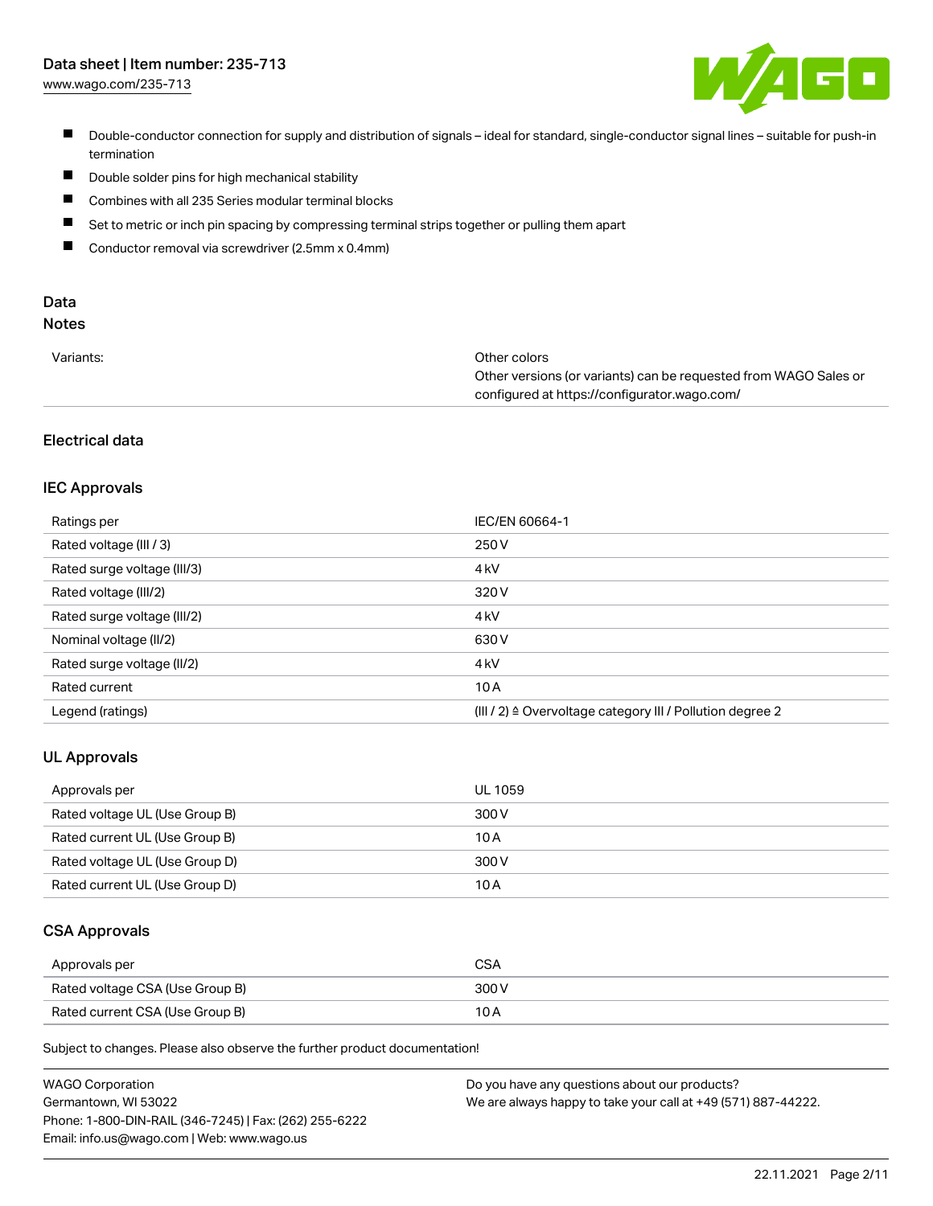- Double-conductor connection for supply and distribution of signals – ideal for standard, single-conductor signal lines – suitable for push-in termination
- Double solder pins for high mechanical stability
- Combines with all 235 Series modular terminal blocks
- Set to metric or inch pin spacing by compressing terminal strips together or pulling them apart
- Conductor removal via screwdriver (2.5mm x 0.4mm)

## Data

### Notes

| | |
|---|---|
| Variants: | Other colors<br>Other versions (or variants) can be requested from WAGO Sales or configured at https://configurator.wago.com/ |

### Electrical data

#### IEC Approvals

| | |
|---|---|
| Ratings per | IEC/EN 60664-1 |
| Rated voltage (III / 3) | 250 V |
| Rated surge voltage (III/3) | 4 kV |
| Rated voltage (III/2) | 320 V |
| Rated surge voltage (III/2) | 4 kV |
| Nominal voltage (II/2) | 630 V |
| Rated surge voltage (II/2) | 4 kV |
| Rated current | 10 A |
| Legend (ratings) | (III / 2) ≙ Overvoltage category III / Pollution degree 2 |

#### UL Approvals

| | |
|---|---|
| Approvals per | UL 1059 |
| Rated voltage UL (Use Group B) | 300 V |
| Rated current UL (Use Group B) | 10 A |
| Rated voltage UL (Use Group D) | 300 V |
| Rated current UL (Use Group D) | 10 A |

#### CSA Approvals

| | |
|---|---|
| Approvals per | CSA |
| Rated voltage CSA (Use Group B) | 300 V |
| Rated current CSA (Use Group B) | 10 A |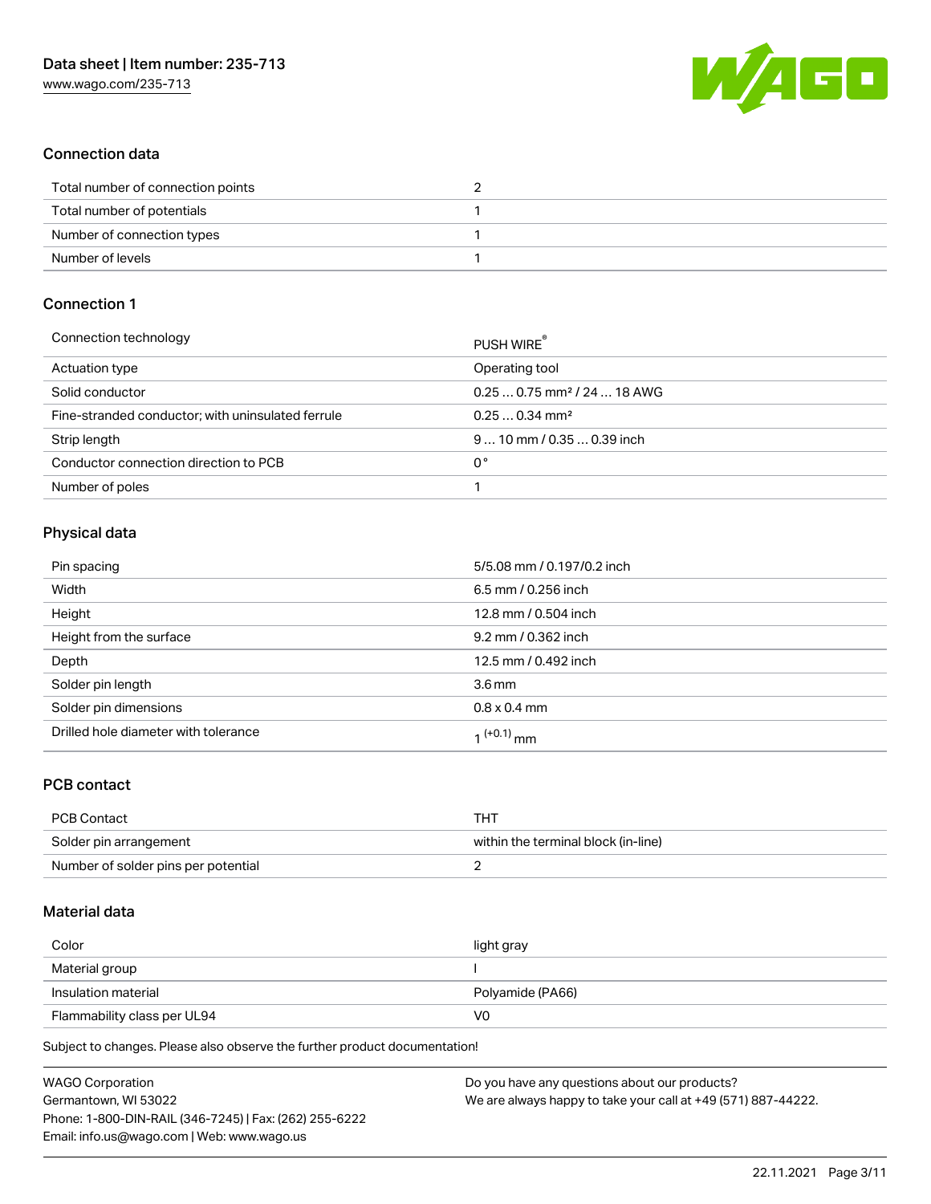## Connection data

| | |
|---|---|
| Total number of connection points | 2 |
| Total number of potentials | 1 |
| Number of connection types | 1 |
| Number of levels | 1 |

## Connection 1

| | |
|---|---|
| Connection technology | PUSH WIRE® |
| Actuation type | Operating tool |
| Solid conductor | 0.25 … 0.75 mm² / 24 … 18 AWG |
| Fine-stranded conductor; with uninsulated ferrule | 0.25 … 0.34 mm² |
| Strip length | 9 … 10 mm / 0.35 … 0.39 inch |
| Conductor connection direction to PCB | 0 ° |
| Number of poles | 1 |

## Physical data

| | |
|---|---|
| Pin spacing | 5/5.08 mm / 0.197/0.2 inch |
| Width | 6.5 mm / 0.256 inch |
| Height | 12.8 mm / 0.504 inch |
| Height from the surface | 9.2 mm / 0.362 inch |
| Depth | 12.5 mm / 0.492 inch |
| Solder pin length | 3.6 mm |
| Solder pin dimensions | 0.8 x 0.4 mm |
| Drilled hole diameter with tolerance | $1^{(+0.1)}$ mm |

## PCB contact

| | |
|---|---|
| PCB Contact | THT |
| Solder pin arrangement | within the terminal block (in-line) |
| Number of solder pins per potential | 2 |

## Material data

| | |
|---|---|
| Color | light gray |
| Material group | I |
| Insulation material | Polyamide (PA66) |
| Flammability class per UL94 | V0 |

Subject to changes. Please also observe the further product documentation!

WAGO Corporation
Germantown, WI 53022
Phone: 1-800-DIN-RAIL (346-7245) | Fax: (262) 255-6222
Email: info.us@wago.com | Web: www.wago.us

Do you have any questions about our products?
We are always happy to take your call at +49 (571) 887-44222.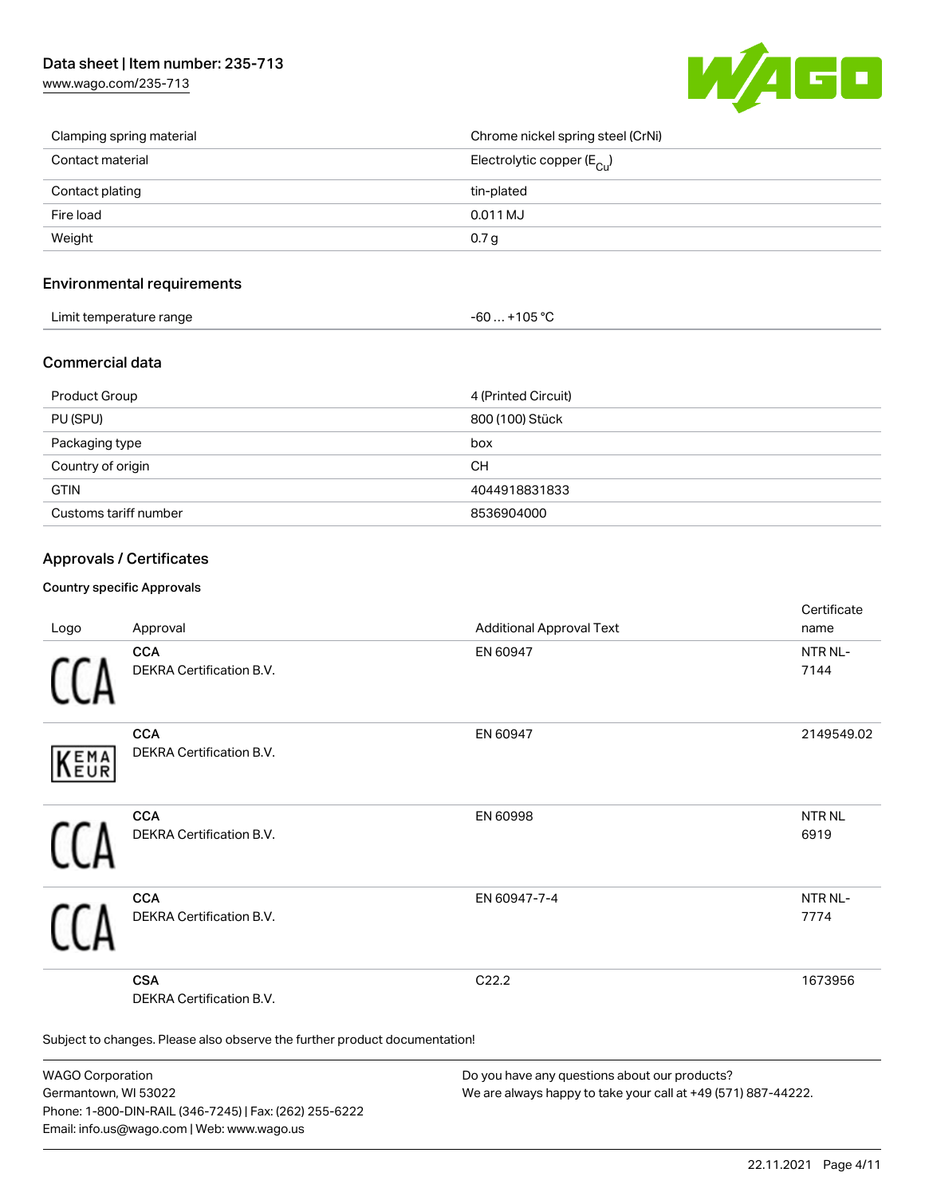| | |
|---|---|
| Clamping spring material | Chrome nickel spring steel (CrNi) |
| Contact material | Electrolytic copper ($E_{Cu}$) |
| Contact plating | tin-plated |
| Fire load | 0.011 MJ |
| Weight | 0.7 g |

## Environmental requirements

| | |
|---|---|
| Limit temperature range | -60 … +105 °C |

## Commercial data

| | |
|---|---|
| Product Group | 4 (Printed Circuit) |
| PU (SPU) | 800 (100) Stück |
| Packaging type | box |
| Country of origin | CH |
| GTIN | 4044918831833 |
| Customs tariff number | 8536904000 |

## Approvals / Certificates

### Country specific Approvals

| Logo | Approval | Additional Approval Text | Certificate name |
|---|---|---|---|
| | **CCA** DEKRA Certification B.V. | EN 60947 | NTR NL-7144 |
| | **CCA** DEKRA Certification B.V. | EN 60947 | 2149549.02 |
| | **CCA** DEKRA Certification B.V. | EN 60998 | NTR NL 6919 |
| | **CCA** DEKRA Certification B.V. | EN 60947-7-4 | NTR NL-7774 |
| | **CSA** DEKRA Certification B.V. | C22.2 | 1673956 |

Subject to changes. Please also observe the further product documentation!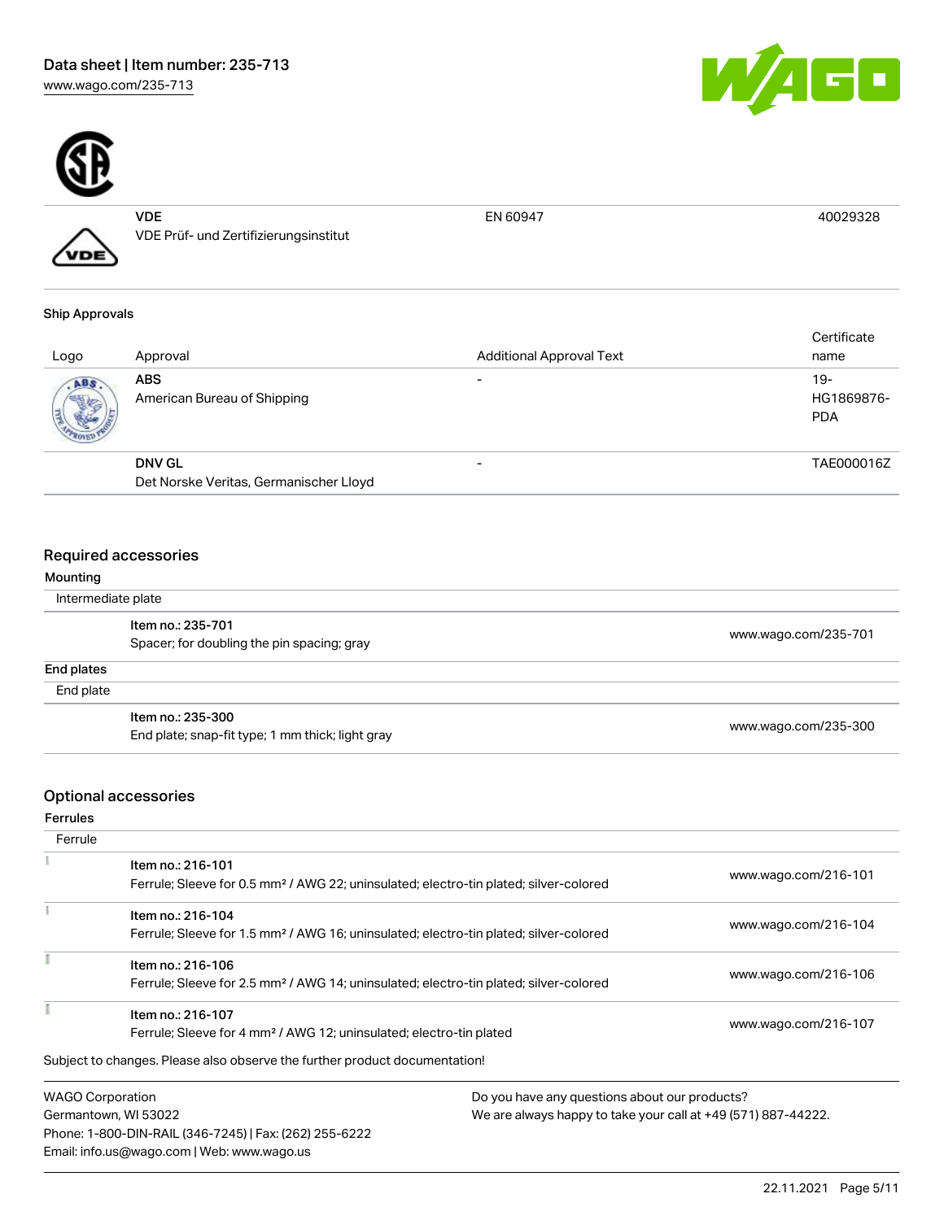| | | | |
|---|---|---|---|
| | **VDE**<br>VDE Prüf- und Zertifizierungsinstitut | EN 60947 | 40029328 |

### Ship Approvals

| Logo | Approval | Additional Approval Text | Certificate name |
|---|---|---|---|
| | **ABS**<br>American Bureau of Shipping | - | 19-HG1869876-PDA |
| | **DNV GL**<br>Det Norske Veritas, Germanischer Lloyd | - | TAE000016Z |

## Required accessories

### Mounting

Intermediate plate

| | |
|---|---|
| **Item no.: 235-701**<br>Spacer; for doubling the pin spacing; gray | www.wago.com/235-701 |

### End plates

End plate

| | |
|---|---|
| **Item no.: 235-300**<br>End plate; snap-fit type; 1 mm thick; light gray | www.wago.com/235-300 |

## Optional accessories

### Ferrules

Ferrule

| | |
|---|---|
| **Item no.: 216-101**<br>Ferrule; Sleeve for 0.5 mm² / AWG 22; uninsulated; electro-tin plated; silver-colored | www.wago.com/216-101 |
| **Item no.: 216-104**<br>Ferrule; Sleeve for 1.5 mm² / AWG 16; uninsulated; electro-tin plated; silver-colored | www.wago.com/216-104 |
| **Item no.: 216-106**<br>Ferrule; Sleeve for 2.5 mm² / AWG 14; uninsulated; electro-tin plated; silver-colored | www.wago.com/216-106 |
| **Item no.: 216-107**<br>Ferrule; Sleeve for 4 mm² / AWG 12; uninsulated; electro-tin plated | www.wago.com/216-107 |

Subject to changes. Please also observe the further product documentation!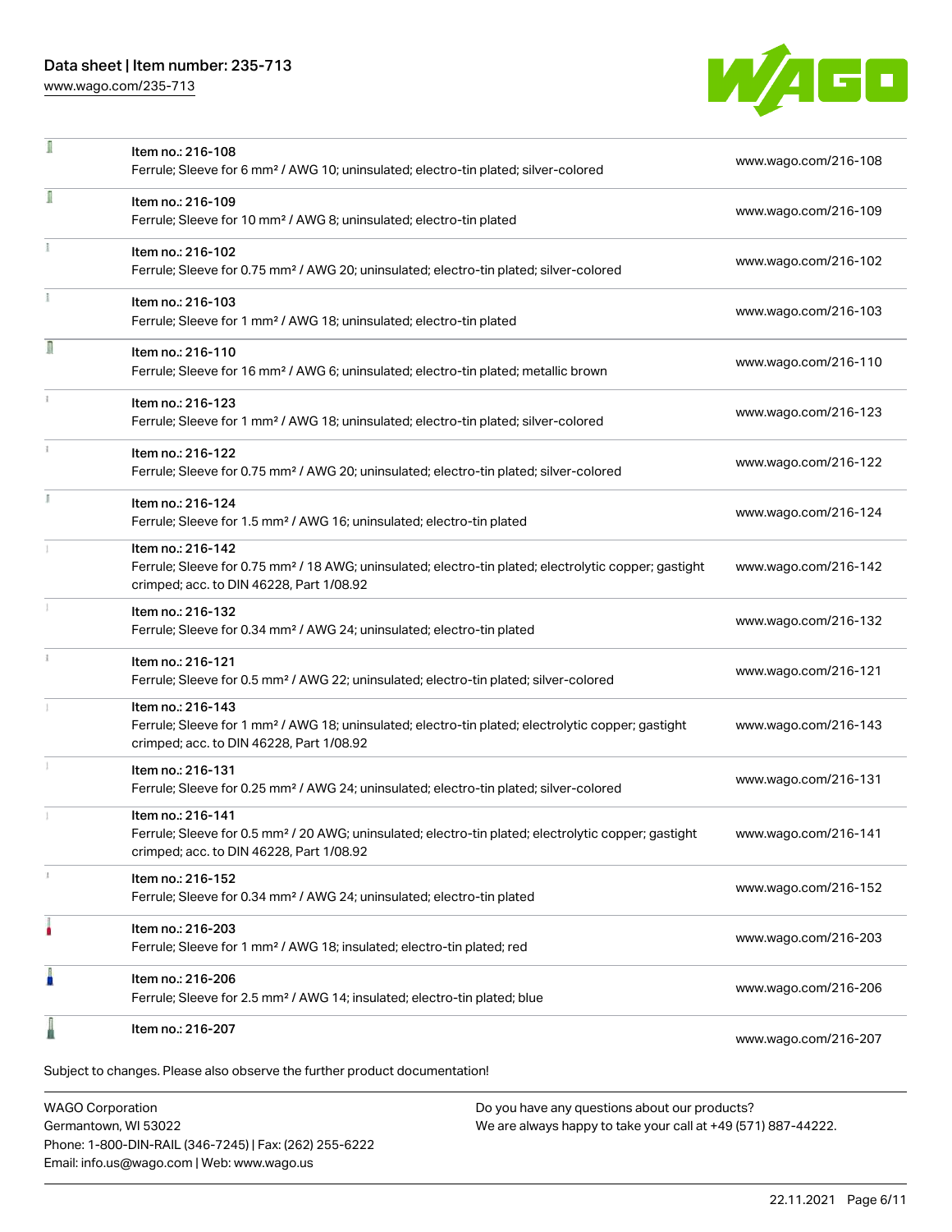| | Item | Link |
|---|---|---|
| | Item no.: 216-108<br>Ferrule; Sleeve for 6 mm² / AWG 10; uninsulated; electro-tin plated; silver-colored | www.wago.com/216-108 |
| | Item no.: 216-109<br>Ferrule; Sleeve for 10 mm² / AWG 8; uninsulated; electro-tin plated | www.wago.com/216-109 |
| | Item no.: 216-102<br>Ferrule; Sleeve for 0.75 mm² / AWG 20; uninsulated; electro-tin plated; silver-colored | www.wago.com/216-102 |
| | Item no.: 216-103<br>Ferrule; Sleeve for 1 mm² / AWG 18; uninsulated; electro-tin plated | www.wago.com/216-103 |
| | Item no.: 216-110<br>Ferrule; Sleeve for 16 mm² / AWG 6; uninsulated; electro-tin plated; metallic brown | www.wago.com/216-110 |
| | Item no.: 216-123<br>Ferrule; Sleeve for 1 mm² / AWG 18; uninsulated; electro-tin plated; silver-colored | www.wago.com/216-123 |
| | Item no.: 216-122<br>Ferrule; Sleeve for 0.75 mm² / AWG 20; uninsulated; electro-tin plated; silver-colored | www.wago.com/216-122 |
| | Item no.: 216-124<br>Ferrule; Sleeve for 1.5 mm² / AWG 16; uninsulated; electro-tin plated | www.wago.com/216-124 |
| | Item no.: 216-142<br>Ferrule; Sleeve for 0.75 mm² / 18 AWG; uninsulated; electro-tin plated; electrolytic copper; gastight crimped; acc. to DIN 46228, Part 1/08.92 | www.wago.com/216-142 |
| | Item no.: 216-132<br>Ferrule; Sleeve for 0.34 mm² / AWG 24; uninsulated; electro-tin plated | www.wago.com/216-132 |
| | Item no.: 216-121<br>Ferrule; Sleeve for 0.5 mm² / AWG 22; uninsulated; electro-tin plated; silver-colored | www.wago.com/216-121 |
| | Item no.: 216-143<br>Ferrule; Sleeve for 1 mm² / AWG 18; uninsulated; electro-tin plated; electrolytic copper; gastight crimped; acc. to DIN 46228, Part 1/08.92 | www.wago.com/216-143 |
| | Item no.: 216-131<br>Ferrule; Sleeve for 0.25 mm² / AWG 24; uninsulated; electro-tin plated; silver-colored | www.wago.com/216-131 |
| | Item no.: 216-141<br>Ferrule; Sleeve for 0.5 mm² / 20 AWG; uninsulated; electro-tin plated; electrolytic copper; gastight crimped; acc. to DIN 46228, Part 1/08.92 | www.wago.com/216-141 |
| | Item no.: 216-152<br>Ferrule; Sleeve for 0.34 mm² / AWG 24; uninsulated; electro-tin plated | www.wago.com/216-152 |
| | Item no.: 216-203<br>Ferrule; Sleeve for 1 mm² / AWG 18; insulated; electro-tin plated; red | www.wago.com/216-203 |
| | Item no.: 216-206<br>Ferrule; Sleeve for 2.5 mm² / AWG 14; insulated; electro-tin plated; blue | www.wago.com/216-206 |
| | Item no.: 216-207 | www.wago.com/216-207 |

Subject to changes. Please also observe the further product documentation!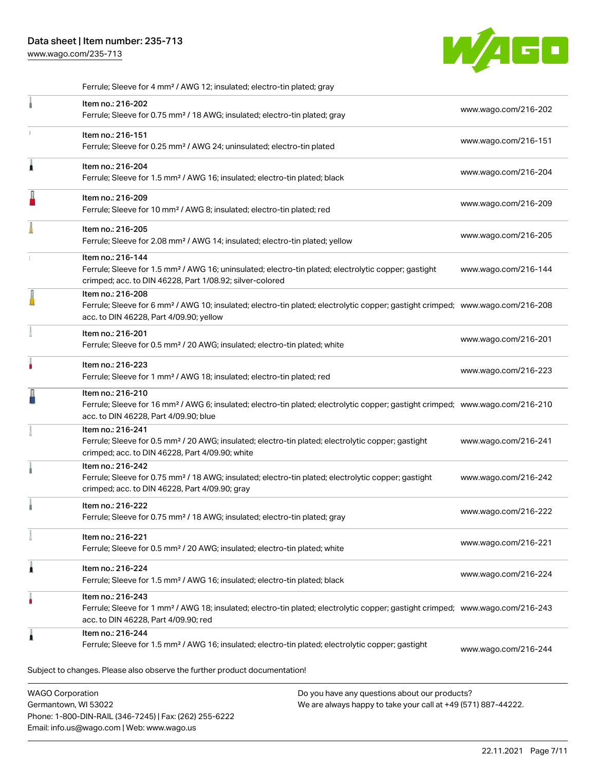Ferrule; Sleeve for 4 mm² / AWG 12; insulated; electro-tin plated; gray

| | | |
|---|---|---|
| | Item no.: 216-202<br>Ferrule; Sleeve for 0.75 mm² / 18 AWG; insulated; electro-tin plated; gray | www.wago.com/216-202 |
| | Item no.: 216-151<br>Ferrule; Sleeve for 0.25 mm² / AWG 24; uninsulated; electro-tin plated | www.wago.com/216-151 |
| | Item no.: 216-204<br>Ferrule; Sleeve for 1.5 mm² / AWG 16; insulated; electro-tin plated; black | www.wago.com/216-204 |
| | Item no.: 216-209<br>Ferrule; Sleeve for 10 mm² / AWG 8; insulated; electro-tin plated; red | www.wago.com/216-209 |
| | Item no.: 216-205<br>Ferrule; Sleeve for 2.08 mm² / AWG 14; insulated; electro-tin plated; yellow | www.wago.com/216-205 |
| | Item no.: 216-144<br>Ferrule; Sleeve for 1.5 mm² / AWG 16; uninsulated; electro-tin plated; electrolytic copper; gastight crimped; acc. to DIN 46228, Part 1/08.92; silver-colored | www.wago.com/216-144 |
| | Item no.: 216-208<br>Ferrule; Sleeve for 6 mm² / AWG 10; insulated; electro-tin plated; electrolytic copper; gastight crimped; acc. to DIN 46228, Part 4/09.90; yellow | www.wago.com/216-208 |
| | Item no.: 216-201<br>Ferrule; Sleeve for 0.5 mm² / 20 AWG; insulated; electro-tin plated; white | www.wago.com/216-201 |
| | Item no.: 216-223<br>Ferrule; Sleeve for 1 mm² / AWG 18; insulated; electro-tin plated; red | www.wago.com/216-223 |
| | Item no.: 216-210<br>Ferrule; Sleeve for 16 mm² / AWG 6; insulated; electro-tin plated; electrolytic copper; gastight crimped; acc. to DIN 46228, Part 4/09.90; blue | www.wago.com/216-210 |
| | Item no.: 216-241<br>Ferrule; Sleeve for 0.5 mm² / 20 AWG; insulated; electro-tin plated; electrolytic copper; gastight crimped; acc. to DIN 46228, Part 4/09.90; white | www.wago.com/216-241 |
| | Item no.: 216-242<br>Ferrule; Sleeve for 0.75 mm² / 18 AWG; insulated; electro-tin plated; electrolytic copper; gastight crimped; acc. to DIN 46228, Part 4/09.90; gray | www.wago.com/216-242 |
| | Item no.: 216-222<br>Ferrule; Sleeve for 0.75 mm² / 18 AWG; insulated; electro-tin plated; gray | www.wago.com/216-222 |
| | Item no.: 216-221<br>Ferrule; Sleeve for 0.5 mm² / 20 AWG; insulated; electro-tin plated; white | www.wago.com/216-221 |
| | Item no.: 216-224<br>Ferrule; Sleeve for 1.5 mm² / AWG 16; insulated; electro-tin plated; black | www.wago.com/216-224 |
| | Item no.: 216-243<br>Ferrule; Sleeve for 1 mm² / AWG 18; insulated; electro-tin plated; electrolytic copper; gastight crimped; acc. to DIN 46228, Part 4/09.90; red | www.wago.com/216-243 |
| | Item no.: 216-244<br>Ferrule; Sleeve for 1.5 mm² / AWG 16; insulated; electro-tin plated; electrolytic copper; gastight | www.wago.com/216-244 |

Subject to changes. Please also observe the further product documentation!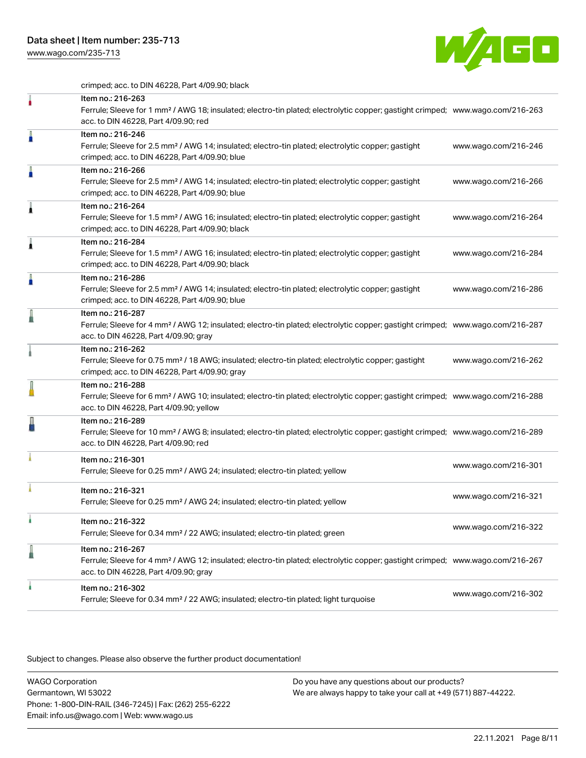crimped; acc. to DIN 46228, Part 4/09.90; black

| Item | Description | Link |
|---|---|---|
| Item no.: 216-263 | Ferrule; Sleeve for 1 mm² / AWG 18; insulated; electro-tin plated; electrolytic copper; gastight crimped; acc. to DIN 46228, Part 4/09.90; red | www.wago.com/216-263 |
| Item no.: 216-246 | Ferrule; Sleeve for 2.5 mm² / AWG 14; insulated; electro-tin plated; electrolytic copper; gastight crimped; acc. to DIN 46228, Part 4/09.90; blue | www.wago.com/216-246 |
| Item no.: 216-266 | Ferrule; Sleeve for 2.5 mm² / AWG 14; insulated; electro-tin plated; electrolytic copper; gastight crimped; acc. to DIN 46228, Part 4/09.90; blue | www.wago.com/216-266 |
| Item no.: 216-264 | Ferrule; Sleeve for 1.5 mm² / AWG 16; insulated; electro-tin plated; electrolytic copper; gastight crimped; acc. to DIN 46228, Part 4/09.90; black | www.wago.com/216-264 |
| Item no.: 216-284 | Ferrule; Sleeve for 1.5 mm² / AWG 16; insulated; electro-tin plated; electrolytic copper; gastight crimped; acc. to DIN 46228, Part 4/09.90; black | www.wago.com/216-284 |
| Item no.: 216-286 | Ferrule; Sleeve for 2.5 mm² / AWG 14; insulated; electro-tin plated; electrolytic copper; gastight crimped; acc. to DIN 46228, Part 4/09.90; blue | www.wago.com/216-286 |
| Item no.: 216-287 | Ferrule; Sleeve for 4 mm² / AWG 12; insulated; electro-tin plated; electrolytic copper; gastight crimped; acc. to DIN 46228, Part 4/09.90; gray | www.wago.com/216-287 |
| Item no.: 216-262 | Ferrule; Sleeve for 0.75 mm² / 18 AWG; insulated; electro-tin plated; electrolytic copper; gastight crimped; acc. to DIN 46228, Part 4/09.90; gray | www.wago.com/216-262 |
| Item no.: 216-288 | Ferrule; Sleeve for 6 mm² / AWG 10; insulated; electro-tin plated; electrolytic copper; gastight crimped; acc. to DIN 46228, Part 4/09.90; yellow | www.wago.com/216-288 |
| Item no.: 216-289 | Ferrule; Sleeve for 10 mm² / AWG 8; insulated; electro-tin plated; electrolytic copper; gastight crimped; acc. to DIN 46228, Part 4/09.90; red | www.wago.com/216-289 |
| Item no.: 216-301 | Ferrule; Sleeve for 0.25 mm² / AWG 24; insulated; electro-tin plated; yellow | www.wago.com/216-301 |
| Item no.: 216-321 | Ferrule; Sleeve for 0.25 mm² / AWG 24; insulated; electro-tin plated; yellow | www.wago.com/216-321 |
| Item no.: 216-322 | Ferrule; Sleeve for 0.34 mm² / 22 AWG; insulated; electro-tin plated; green | www.wago.com/216-322 |
| Item no.: 216-267 | Ferrule; Sleeve for 4 mm² / AWG 12; insulated; electro-tin plated; electrolytic copper; gastight crimped; acc. to DIN 46228, Part 4/09.90; gray | www.wago.com/216-267 |
| Item no.: 216-302 | Ferrule; Sleeve for 0.34 mm² / 22 AWG; insulated; electro-tin plated; light turquoise | www.wago.com/216-302 |

Subject to changes. Please also observe the further product documentation!

WAGO Corporation
Germantown, WI 53022
Phone: 1-800-DIN-RAIL (346-7245) | Fax: (262) 255-6222
Email: info.us@wago.com | Web: www.wago.us

Do you have any questions about our products?
We are always happy to take your call at +49 (571) 887-44222.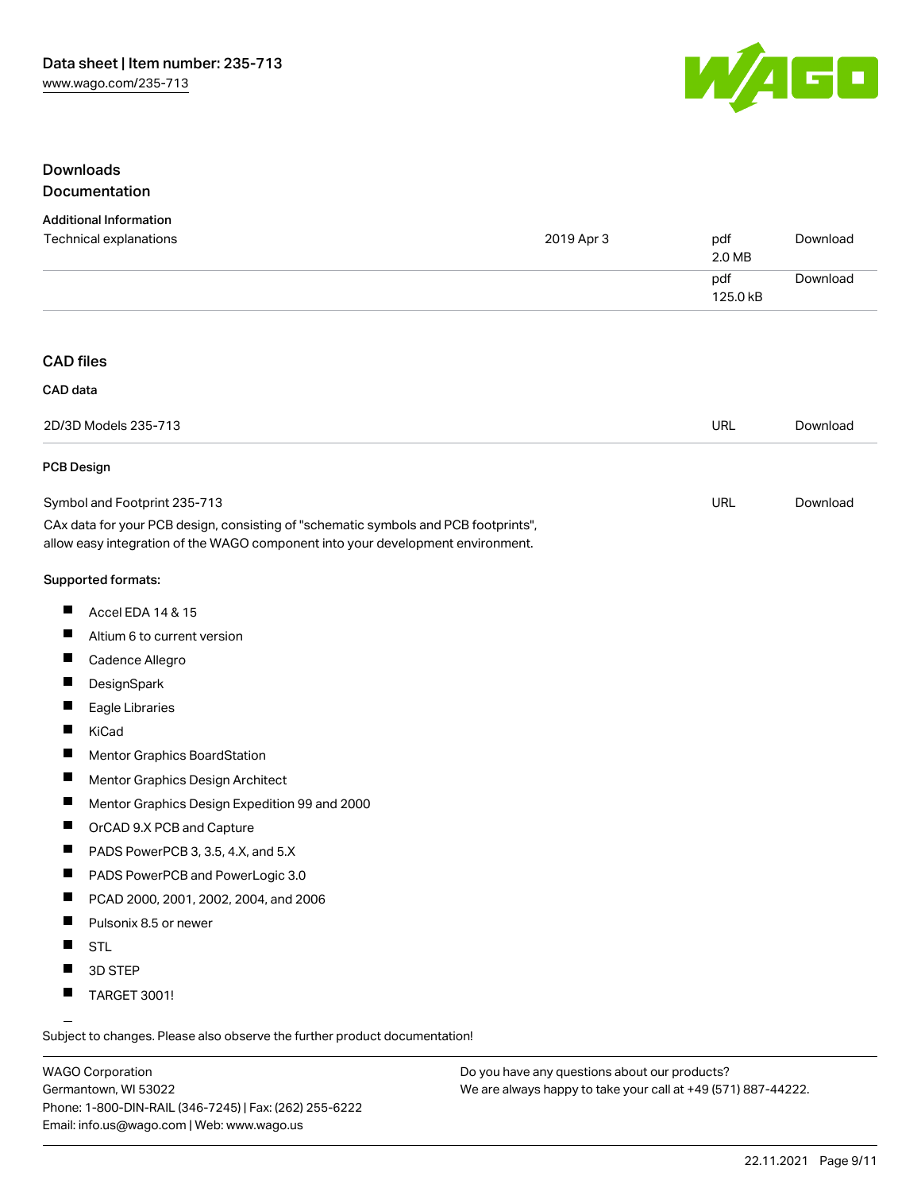## Downloads

### Documentation

**Additional Information**

| | | | |
|---|---|---|---|
| Technical explanations | 2019 Apr 3 | pdf 2.0 MB | Download |
| | | pdf 125.0 kB | Download |

### CAD files

**CAD data**

| | | |
|---|---|---|
| 2D/3D Models 235-713 | URL | Download |

**PCB Design**

| | | |
|---|---|---|
| Symbol and Footprint 235-713 | URL | Download |

CAx data for your PCB design, consisting of "schematic symbols and PCB footprints", allow easy integration of the WAGO component into your development environment.

Supported formats:

- Accel EDA 14 & 15
- Altium 6 to current version
- Cadence Allegro
- DesignSpark
- Eagle Libraries
- KiCad
- Mentor Graphics BoardStation
- Mentor Graphics Design Architect
- Mentor Graphics Design Expedition 99 and 2000
- OrCAD 9.X PCB and Capture
- PADS PowerPCB 3, 3.5, 4.X, and 5.X
- PADS PowerPCB and PowerLogic 3.0
- PCAD 2000, 2001, 2002, 2004, and 2006
- Pulsonix 8.5 or newer
- STL
- 3D STEP
- TARGET 3001!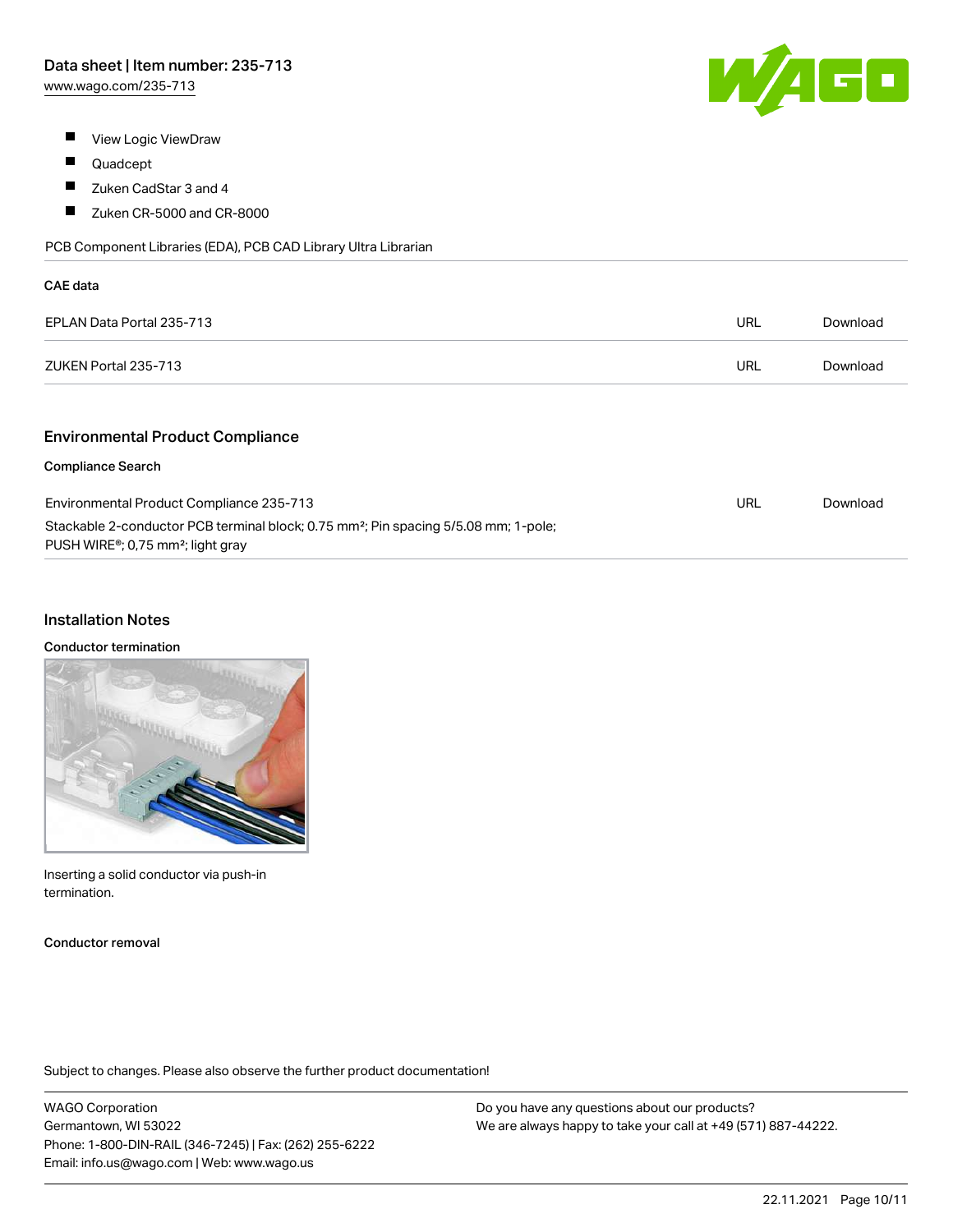- View Logic ViewDraw
- Quadcept
- Zuken CadStar 3 and 4
- Zuken CR-5000 and CR-8000

PCB Component Libraries (EDA), PCB CAD Library Ultra Librarian

**CAE data**

| | | |
|---|---|---|
| EPLAN Data Portal 235-713 | URL | Download |
| ZUKEN Portal 235-713 | URL | Download |

## Environmental Product Compliance

**Compliance Search**

| | | |
|---|---|---|
| Environmental Product Compliance 235-713<br>Stackable 2-conductor PCB terminal block; 0.75 mm²; Pin spacing 5/5.08 mm; 1-pole; PUSH WIRE®; 0,75 mm²; light gray | URL | Download |

## Installation Notes

**Conductor termination**

Inserting a solid conductor via push-in termination.

**Conductor removal**

Subject to changes. Please also observe the further product documentation!

WAGO Corporation
Germantown, WI 53022
Phone: 1-800-DIN-RAIL (346-7245) | Fax: (262) 255-6222
Email: info.us@wago.com | Web: www.wago.us

Do you have any questions about our products?
We are always happy to take your call at +49 (571) 887-44222.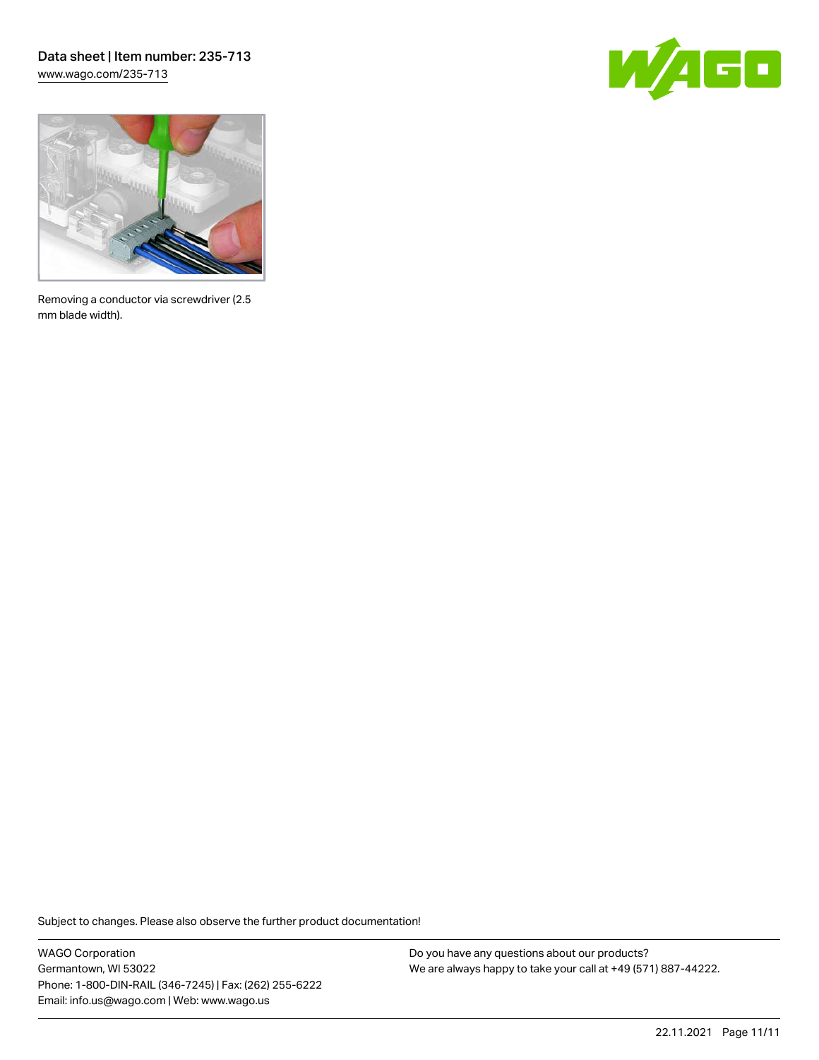Removing a conductor via screwdriver (2.5 mm blade width).

Subject to changes. Please also observe the further product documentation!

WAGO Corporation
Germantown, WI 53022
Phone: 1-800-DIN-RAIL (346-7245) | Fax: (262) 255-6222
Email: info.us@wago.com | Web: www.wago.us

Do you have any questions about our products?
We are always happy to take your call at +49 (571) 887-44222.